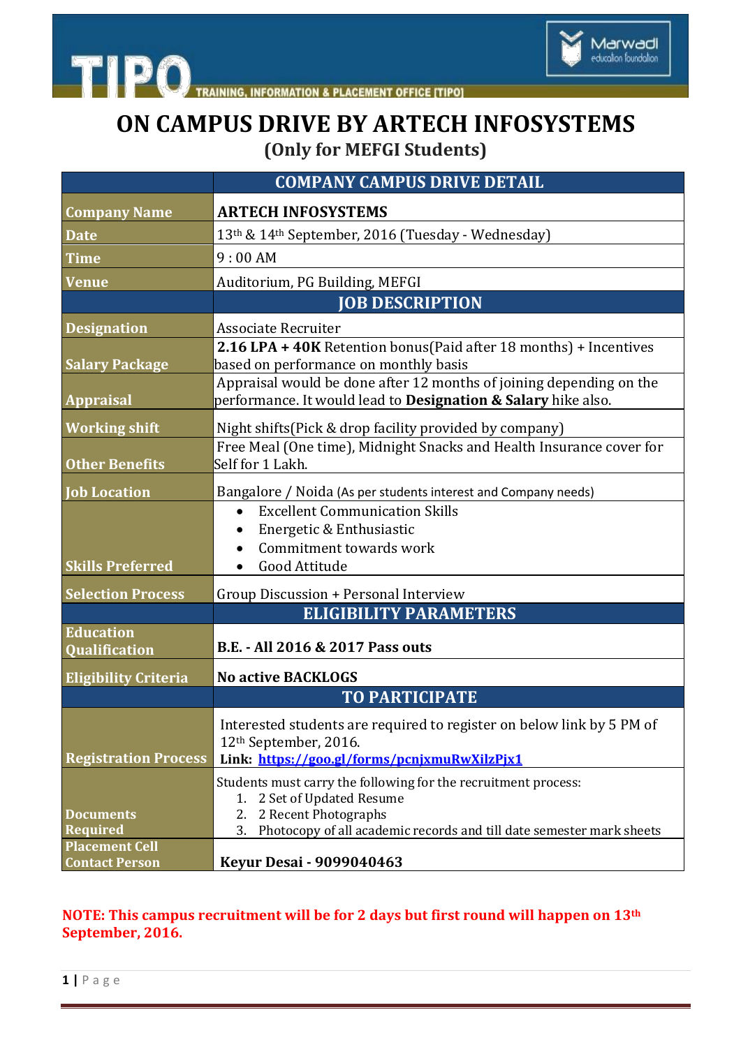# ON CAMPUS DRIVE BY ARTECH INFOSYSTEMS

## (Only for MEFGI Students)

| | COMPANY CAMPUS DRIVE DETAIL |
|---|---|
| **Company Name** | **ARTECH INFOSYSTEMS** |
| **Date** | 13th & 14th September, 2016 (Tuesday - Wednesday) |
| **Time** | 9 : 00 AM |
| **Venue** | Auditorium, PG Building, MEFGI |
| | **JOB DESCRIPTION** |
| **Designation** | Associate Recruiter |
| **Salary Package** | **2.16 LPA + 40K** Retention bonus(Paid after 18 months) + Incentives based on performance on monthly basis |
| **Appraisal** | Appraisal would be done after 12 months of joining depending on the performance. It would lead to **Designation & Salary** hike also. |
| **Working shift** | Night shifts(Pick & drop facility provided by company) |
| **Other Benefits** | Free Meal (One time), Midnight Snacks and Health Insurance cover for Self for 1 Lakh. |
| **Job Location** | Bangalore / Noida (As per students interest and Company needs) |
| **Skills Preferred** | • Excellent Communication Skills<br>• Energetic & Enthusiastic<br>• Commitment towards work<br>• Good Attitude |
| **Selection Process** | Group Discussion + Personal Interview |
| | **ELIGIBILITY PARAMETERS** |
| **Education Qualification** | **B.E. - All 2016 & 2017 Pass outs** |
| **Eligibility Criteria** | **No active BACKLOGS** |
| | **TO PARTICIPATE** |
| **Registration Process** | Interested students are required to register on below link by 5 PM of 12th September, 2016.<br>**Link: https://goo.gl/forms/pcnjxmuRwXilzPjx1** |
| **Documents Required** | Students must carry the following for the recruitment process:<br>1. 2 Set of Updated Resume<br>2. 2 Recent Photographs<br>3. Photocopy of all academic records and till date semester mark sheets |
| **Placement Cell Contact Person** | **Keyur Desai - 9099040463** |

**NOTE: This campus recruitment will be for 2 days but first round will happen on 13th September, 2016.**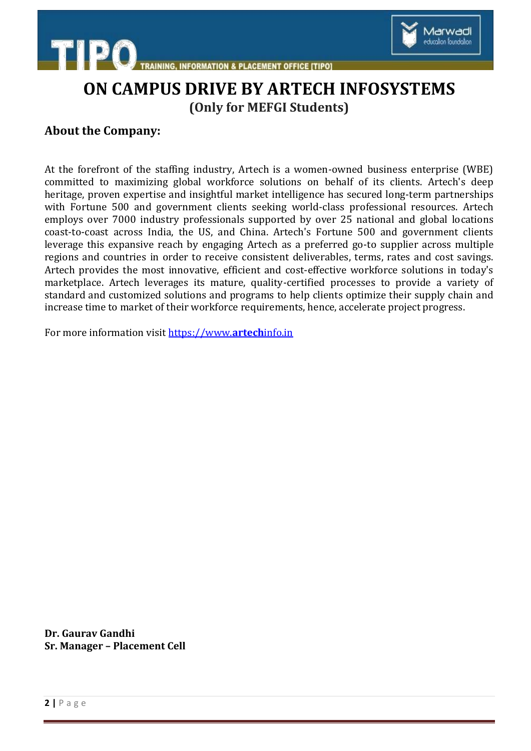# ON CAMPUS DRIVE BY ARTECH INFOSYSTEMS

## (Only for MEFGI Students)

### About the Company:

At the forefront of the staffing industry, Artech is a women-owned business enterprise (WBE) committed to maximizing global workforce solutions on behalf of its clients. Artech's deep heritage, proven expertise and insightful market intelligence has secured long-term partnerships with Fortune 500 and government clients seeking world-class professional resources. Artech employs over 7000 industry professionals supported by over 25 national and global locations coast-to-coast across India, the US, and China. Artech's Fortune 500 and government clients leverage this expansive reach by engaging Artech as a preferred go-to supplier across multiple regions and countries in order to receive consistent deliverables, terms, rates and cost savings. Artech provides the most innovative, efficient and cost-effective workforce solutions in today's marketplace. Artech leverages its mature, quality-certified processes to provide a variety of standard and customized solutions and programs to help clients optimize their supply chain and increase time to market of their workforce requirements, hence, accelerate project progress.

For more information visit [https://www.**artech**info.in](https://www.artechinfo.in)

**Dr. Gaurav Gandhi**
**Sr. Manager – Placement Cell**